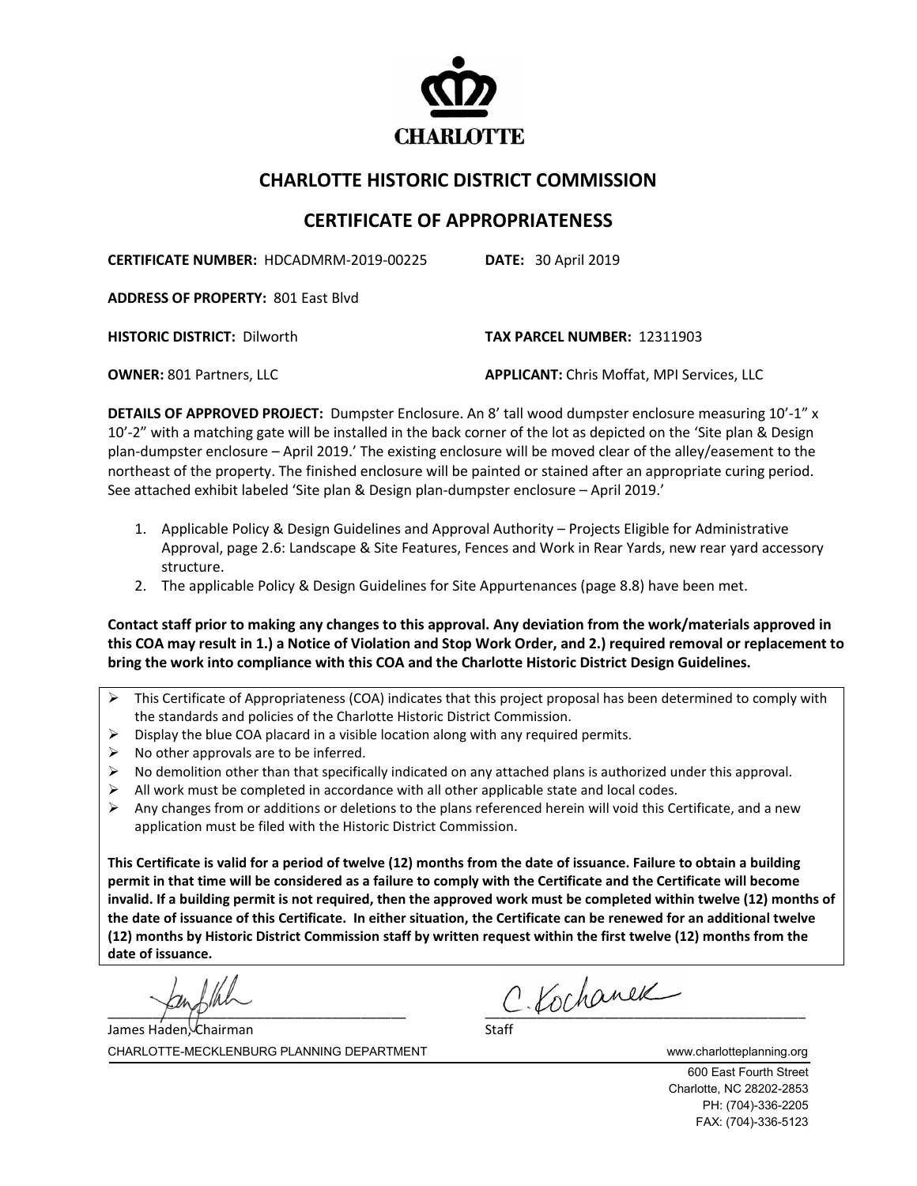CHARLOTTE

# CHARLOTTE HISTORIC DISTRICT COMMISSION

## CERTIFICATE OF APPROPRIATENESS

**CERTIFICATE NUMBER:** HDCADMRM-2019-00225 **DATE:** 30 April 2019

**ADDRESS OF PROPERTY:** 801 East Blvd

**HISTORIC DISTRICT:** Dilworth **TAX PARCEL NUMBER:** 12311903

**OWNER:** 801 Partners, LLC **APPLICANT:** Chris Moffat, MPI Services, LLC

**DETAILS OF APPROVED PROJECT:** Dumpster Enclosure. An 8' tall wood dumpster enclosure measuring 10'-1" x 10'-2" with a matching gate will be installed in the back corner of the lot as depicted on the 'Site plan & Design plan-dumpster enclosure – April 2019.' The existing enclosure will be moved clear of the alley/easement to the northeast of the property. The finished enclosure will be painted or stained after an appropriate curing period. See attached exhibit labeled 'Site plan & Design plan-dumpster enclosure – April 2019.'

1. Applicable Policy & Design Guidelines and Approval Authority – Projects Eligible for Administrative Approval, page 2.6: Landscape & Site Features, Fences and Work in Rear Yards, new rear yard accessory structure.
2. The applicable Policy & Design Guidelines for Site Appurtenances (page 8.8) have been met.

**Contact staff prior to making any changes to this approval. Any deviation from the work/materials approved in this COA may result in 1.) a Notice of Violation and Stop Work Order, and 2.) required removal or replacement to bring the work into compliance with this COA and the Charlotte Historic District Design Guidelines.**

- This Certificate of Appropriateness (COA) indicates that this project proposal has been determined to comply with the standards and policies of the Charlotte Historic District Commission.
- Display the blue COA placard in a visible location along with any required permits.
- No other approvals are to be inferred.
- No demolition other than that specifically indicated on any attached plans is authorized under this approval.
- All work must be completed in accordance with all other applicable state and local codes.
- Any changes from or additions or deletions to the plans referenced herein will void this Certificate, and a new application must be filed with the Historic District Commission.

**This Certificate is valid for a period of twelve (12) months from the date of issuance. Failure to obtain a building permit in that time will be considered as a failure to comply with the Certificate and the Certificate will become invalid. If a building permit is not required, then the approved work must be completed within twelve (12) months of the date of issuance of this Certificate. In either situation, the Certificate can be renewed for an additional twelve (12) months by Historic District Commission staff by written request within the first twelve (12) months from the date of issuance.**

James Haden, Chairman

C. Kochanek
Staff

CHARLOTTE-MECKLENBURG PLANNING DEPARTMENT www.charlotteplanning.org

600 East Fourth Street
Charlotte, NC 28202-2853
PH: (704)-336-2205
FAX: (704)-336-5123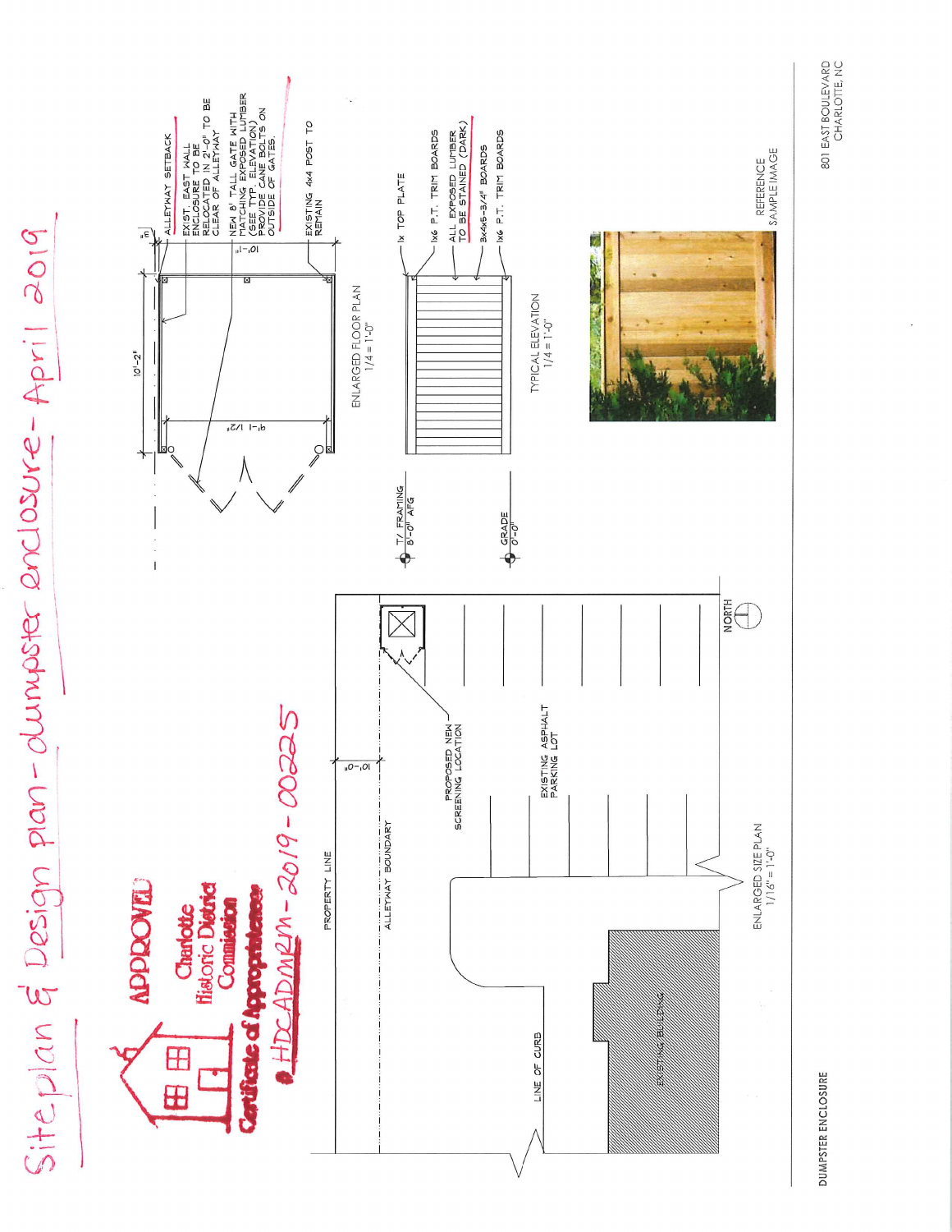# Site plan & Design plan - dumpster enclosure - April 2019

**APPROVED**
Charlotte Historic District Commission
Certificate of Appropriateness
HDCADMRM-2019-00225

ALLEYWAY SETBACK

EXIST. EAST WALL ENCLOSURE TO BE RELOCATED IN 2'-0" TO BE CLEAR OF ALLEYWAY

NEW 8' TALL GATE WITH MATCHING EXPOSED LUMBER (SEE TYP. ELEVATION) PROVIDE CANE BOLTS ON OUTSIDE OF GATES.

EXISTING 4x4 POST TO REMAIN

10'-2"

9'-1 1/2"

10'-1"

3'

ENLARGED FLOOR PLAN
1/4 = 1'-0"

T/ FRAMING
8'-0" AFG

GRADE
0'-0"

1x TOP PLATE

1x6 P.T. TRIM BOARDS

ALL EXPOSED LUMBER TO BE STAINED (DARK)

3x4x5-3/4" BOARDS

1x6 P.T. TRIM BOARDS

TYPICAL ELEVATION
1/4 = 1'-0"

REFERENCE SAMPLE IMAGE

PROPERTY LINE

ALLEYWAY BOUNDARY

10'-0"

PROPOSED NEW SCREENING LOCATION

EXISTING ASPHALT PARKING LOT

LINE OF CURB

EXISTING BUILDING

NORTH

ENLARGED SIZE PLAN
1/16" = 1'-0"

DUMPSTER ENCLOSURE

801 EAST BOULEVARD
CHARLOTTE, NC